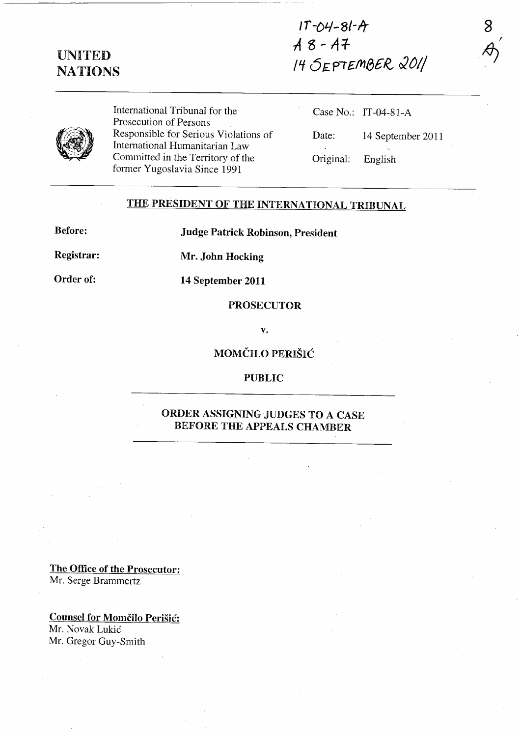IT-04-81-A
A 8 - A 7
14 SEPTEMBER 2011

8
A

**UNITED NATIONS**

International Tribunal for the Prosecution of Persons Responsible for Serious Violations of International Humanitarian Law Committed in the Territory of the former Yugoslavia Since 1991

Case No.: IT-04-81-A

Date: 14 September 2011

Original: English

## THE PRESIDENT OF THE INTERNATIONAL TRIBUNAL

**Before:** **Judge Patrick Robinson, President**

**Registrar:** **Mr. John Hocking**

**Order of:** **14 September 2011**

**PROSECUTOR**

**v.**

**MOMČILO PERIŠIĆ**

**PUBLIC**

## ORDER ASSIGNING JUDGES TO A CASE BEFORE THE APPEALS CHAMBER

**The Office of the Prosecutor:**
Mr. Serge Brammertz

**Counsel for Momčilo Perišić:**
Mr. Novak Lukić
Mr. Gregor Guy-Smith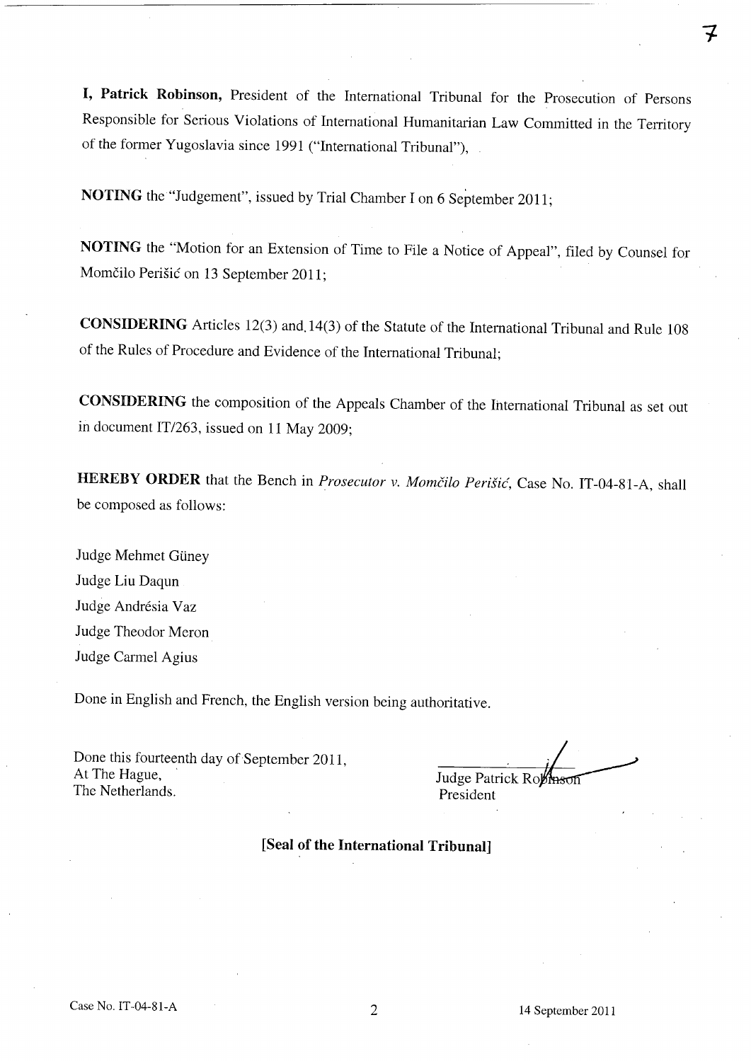**I, Patrick Robinson,** President of the International Tribunal for the Prosecution of Persons Responsible for Serious Violations of International Humanitarian Law Committed in the Territory of the former Yugoslavia since 1991 ("International Tribunal"),

**NOTING** the "Judgement", issued by Trial Chamber I on 6 September 2011;

**NOTING** the "Motion for an Extension of Time to File a Notice of Appeal", filed by Counsel for Momčilo Perišić on 13 September 2011;

**CONSIDERING** Articles 12(3) and 14(3) of the Statute of the International Tribunal and Rule 108 of the Rules of Procedure and Evidence of the International Tribunal;

**CONSIDERING** the composition of the Appeals Chamber of the International Tribunal as set out in document IT/263, issued on 11 May 2009;

**HEREBY ORDER** that the Bench in *Prosecutor v. Momčilo Perišić*, Case No. IT-04-81-A, shall be composed as follows:

Judge Mehmet Güney
Judge Liu Daqun
Judge Andrésia Vaz
Judge Theodor Meron
Judge Carmel Agius

Done in English and French, the English version being authoritative.

Done this fourteenth day of September 2011,
At The Hague,
The Netherlands.

Judge Patrick Robinson
President

**[Seal of the International Tribunal]**